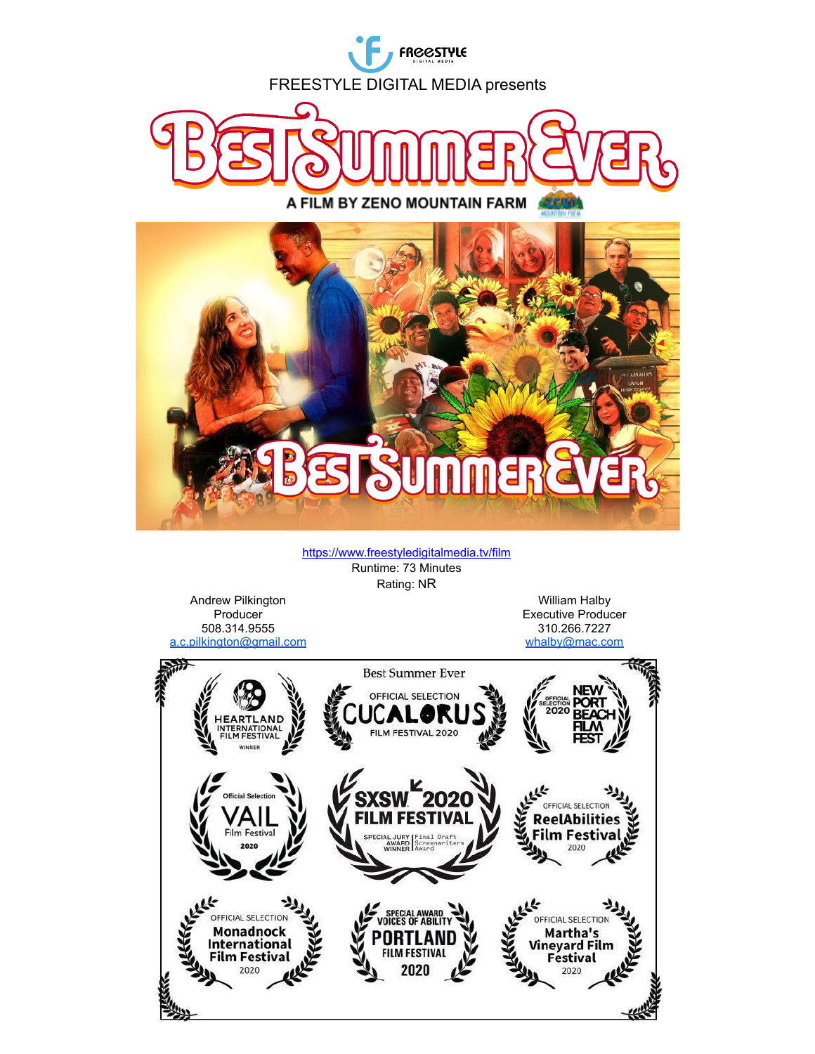FREESTYLE DIGITAL MEDIA presents

# Best Summer Ever

**A FILM BY ZENO MOUNTAIN FARM**

https://www.freestyledigitalmedia.tv/film

Runtime: 73 Minutes

Rating: NR

Andrew Pilkington
Producer
508.314.9555
a.c.pilkington@gmail.com

William Halby
Executive Producer
310.266.7227
whalby@mac.com

Best Summer Ever

- Heartland International Film Festival – Winner
- Official Selection – Cucalorus Film Festival 2020
- Official Selection 2020 – Newport Beach Film Fest
- Official Selection – Vail Film Festival 2020
- SXSW 2020 Film Festival – Special Jury Award Winner – Final Draft Screenwriters Award
- Official Selection – ReelAbilities Film Festival 2020
- Official Selection – Monadnock International Film Festival 2020
- Special Award Voices of Ability – Portland Film Festival 2020
- Official Selection – Martha's Vineyard Film Festival 2020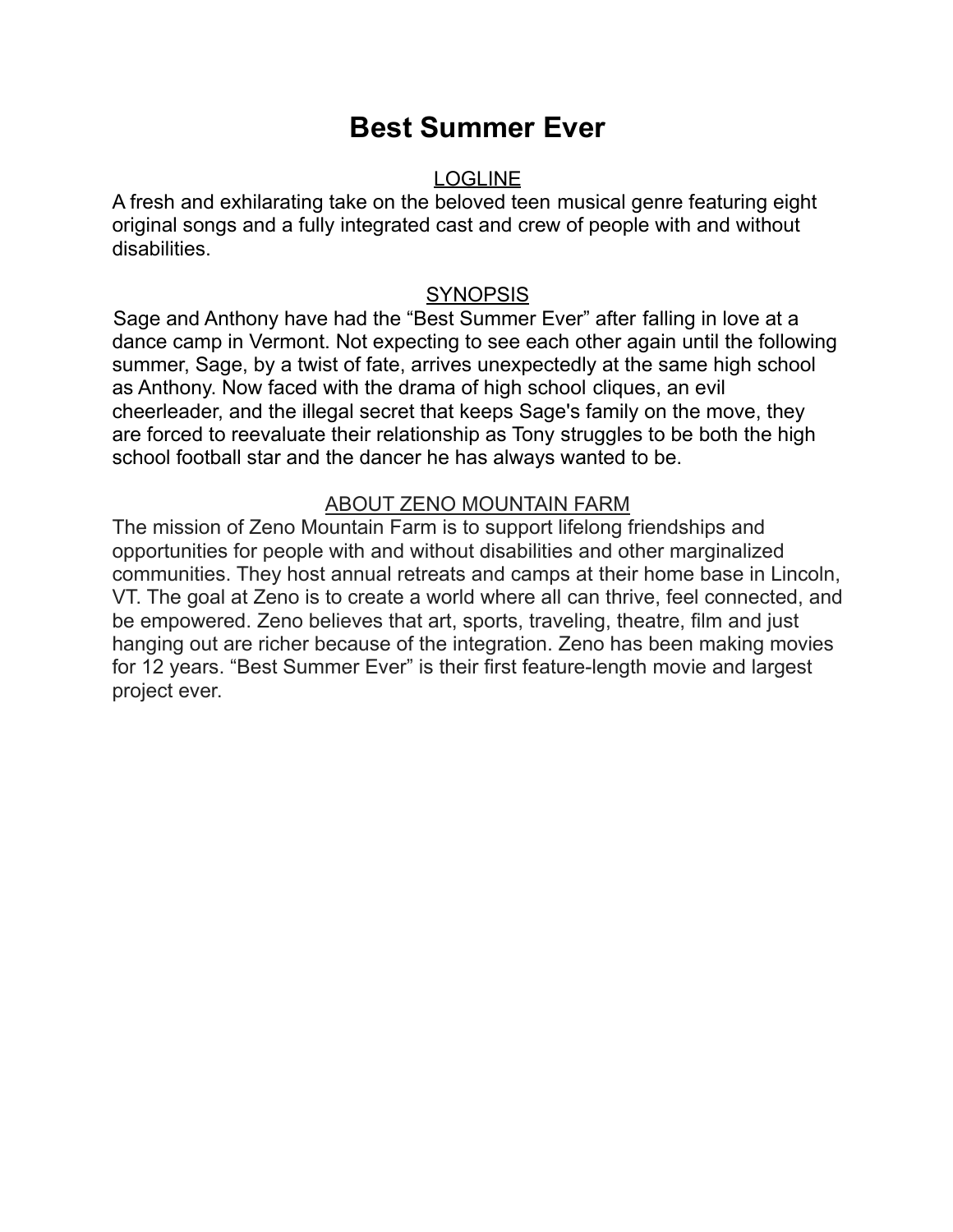# Best Summer Ever

## LOGLINE

A fresh and exhilarating take on the beloved teen musical genre featuring eight original songs and a fully integrated cast and crew of people with and without disabilities.

## SYNOPSIS

Sage and Anthony have had the "Best Summer Ever" after falling in love at a dance camp in Vermont. Not expecting to see each other again until the following summer, Sage, by a twist of fate, arrives unexpectedly at the same high school as Anthony. Now faced with the drama of high school cliques, an evil cheerleader, and the illegal secret that keeps Sage's family on the move, they are forced to reevaluate their relationship as Tony struggles to be both the high school football star and the dancer he has always wanted to be.

## ABOUT ZENO MOUNTAIN FARM

The mission of Zeno Mountain Farm is to support lifelong friendships and opportunities for people with and without disabilities and other marginalized communities. They host annual retreats and camps at their home base in Lincoln, VT. The goal at Zeno is to create a world where all can thrive, feel connected, and be empowered. Zeno believes that art, sports, traveling, theatre, film and just hanging out are richer because of the integration. Zeno has been making movies for 12 years. "Best Summer Ever" is their first feature-length movie and largest project ever.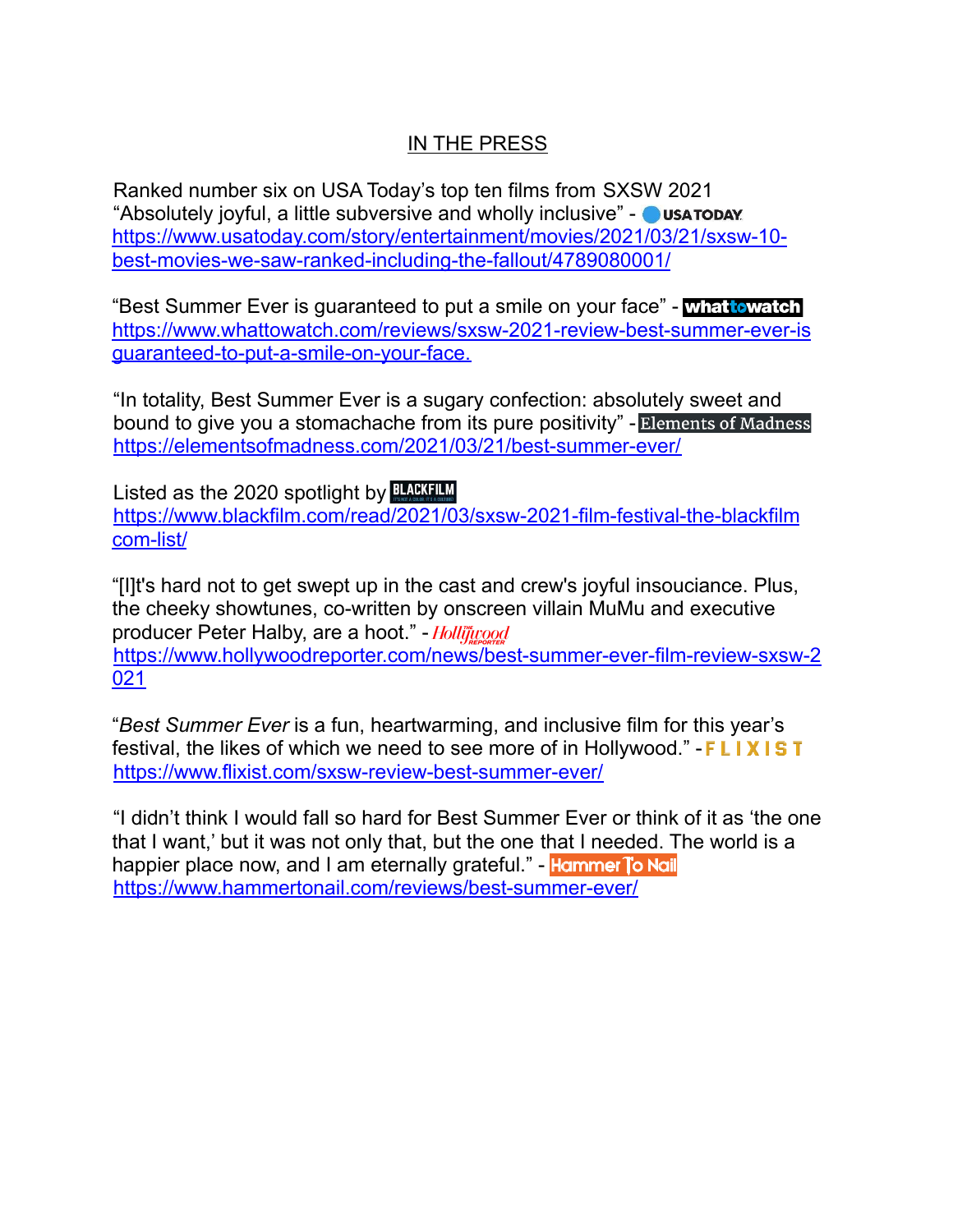# IN THE PRESS

Ranked number six on USA Today's top ten films from SXSW 2021
"Absolutely joyful, a little subversive and wholly inclusive" - USA TODAY
https://www.usatoday.com/story/entertainment/movies/2021/03/21/sxsw-10-best-movies-we-saw-ranked-including-the-fallout/4789080001/

"Best Summer Ever is guaranteed to put a smile on your face" - whattowatch
https://www.whattowatch.com/reviews/sxsw-2021-review-best-summer-ever-is guaranteed-to-put-a-smile-on-your-face.

"In totality, Best Summer Ever is a sugary confection: absolutely sweet and bound to give you a stomachache from its pure positivity" - Elements of Madness
https://elementsofmadness.com/2021/03/21/best-summer-ever/

Listed as the 2020 spotlight by BLACKFILM
https://www.blackfilm.com/read/2021/03/sxsw-2021-film-festival-the-blackfilm com-list/

"[I]t's hard not to get swept up in the cast and crew's joyful insouciance. Plus, the cheeky showtunes, co-written by onscreen villain MuMu and executive producer Peter Halby, are a hoot." - The Hollywood Reporter
https://www.hollywoodreporter.com/news/best-summer-ever-film-review-sxsw-2021

"*Best Summer Ever* is a fun, heartwarming, and inclusive film for this year's festival, the likes of which we need to see more of in Hollywood." - FLIXIST
https://www.flixist.com/sxsw-review-best-summer-ever/

"I didn't think I would fall so hard for Best Summer Ever or think of it as 'the one that I want,' but it was not only that, but the one that I needed. The world is a happier place now, and I am eternally grateful." - Hammer To Nail
https://www.hammertonail.com/reviews/best-summer-ever/